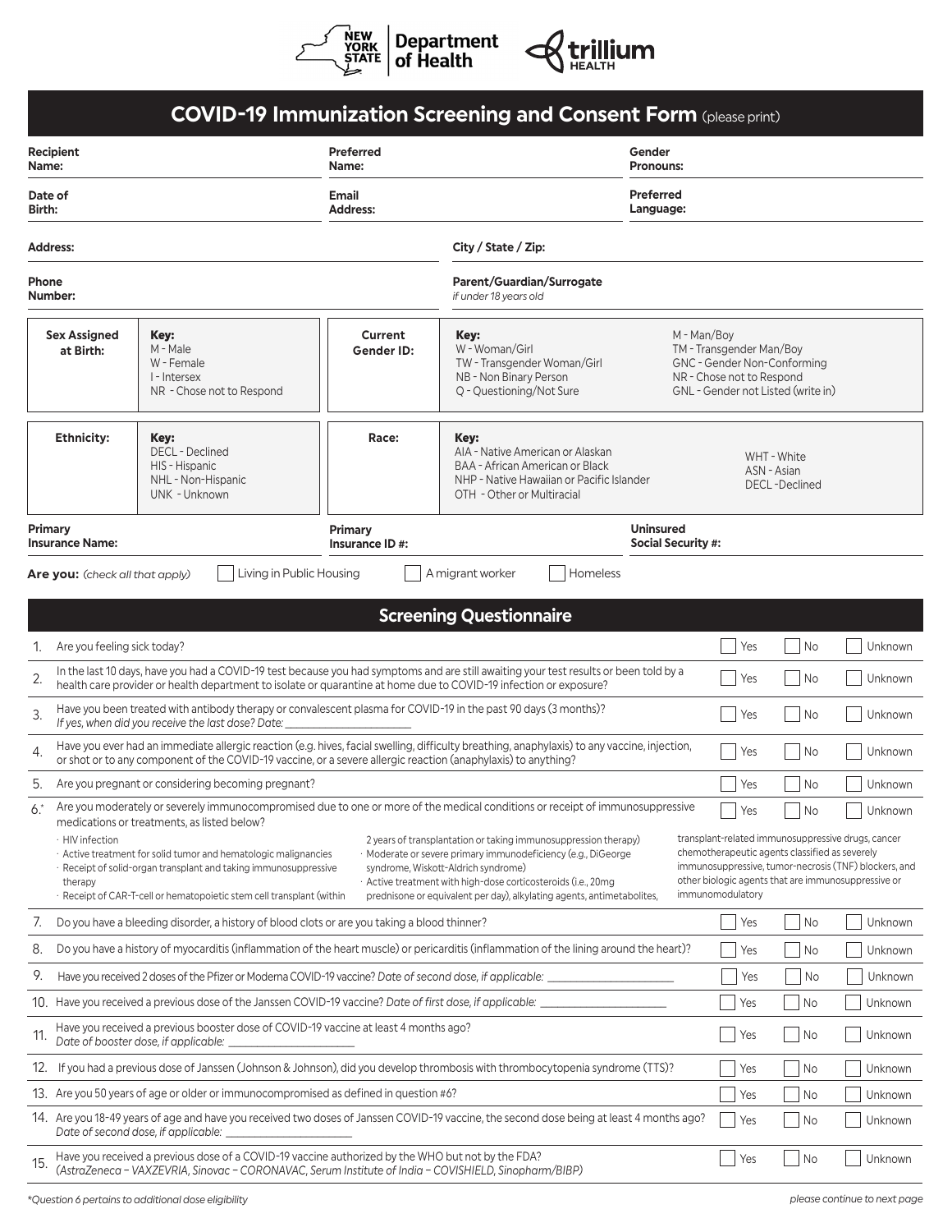NEW YORK STATE | Department of Health — trillium HEALTH

# COVID-19 Immunization Screening and Consent Form (please print)

| | | |
|---|---|---|
| **Recipient Name:** | **Preferred Name:** | **Gender Pronouns:** |
| **Date of Birth:** | **Email Address:** | **Preferred Language:** |

| | |
|---|---|
| **Address:** | **City / State / Zip:** |
| **Phone Number:** | **Parent/Guardian/Surrogate** *if under 18 years old* |

| | | | |
|---|---|---|---|
| **Sex Assigned at Birth:** | **Key:** M - Male, W - Female, I - Intersex, NR - Chose not to Respond | **Current Gender ID:** | **Key:** W - Woman/Girl, TW - Transgender Woman/Girl, NB - Non Binary Person, Q - Questioning/Not Sure, M - Man/Boy, TM - Transgender Man/Boy, GNC - Gender Non-Conforming, NR - Chose not to Respond, GNL - Gender not Listed (write in) |
| **Ethnicity:** | **Key:** DECL - Declined, HIS - Hispanic, NHL - Non-Hispanic, UNK - Unknown | **Race:** | **Key:** AIA - Native American or Alaskan, BAA - African American or Black, NHP - Native Hawaiian or Pacific Islander, OTH - Other or Multiracial, WHT - White, ASN - Asian, DECL -Declined |

| | | |
|---|---|---|
| **Primary Insurance Name:** | **Primary Insurance ID #:** | **Uninsured Social Security #:** |

**Are you:** *(check all that apply)* ☐ Living in Public Housing ☐ A migrant worker ☐ Homeless

## Screening Questionnaire

| # | Question | Yes | No | Unknown |
|---|---|---|---|---|
| 1. | Are you feeling sick today? | ☐ | ☐ | ☐ |
| 2. | In the last 10 days, have you had a COVID-19 test because you had symptoms and are still awaiting your test results or been told by a health care provider or health department to isolate or quarantine at home due to COVID-19 infection or exposure? | ☐ | ☐ | ☐ |
| 3. | Have you been treated with antibody therapy or convalescent plasma for COVID-19 in the past 90 days (3 months)? *If yes, when did you receive the last dose? Date: ___* | ☐ | ☐ | ☐ |
| 4. | Have you ever had an immediate allergic reaction (e.g. hives, facial swelling, difficulty breathing, anaphylaxis) to any vaccine, injection, or shot or to any component of the COVID-19 vaccine, or a severe allergic reaction (anaphylaxis) to anything? | ☐ | ☐ | ☐ |
| 5. | Are you pregnant or considering becoming pregnant? | ☐ | ☐ | ☐ |
| 6.* | Are you moderately or severely immunocompromised due to one or more of the medical conditions or receipt of immunosuppressive medications or treatments, as listed below? · HIV infection · Active treatment for solid tumor and hematologic malignancies · Receipt of solid-organ transplant and taking immunosuppressive therapy · Receipt of CAR-T-cell or hematopoietic stem cell transplant (within 2 years of transplantation or taking immunosuppression therapy) · Moderate or severe primary immunodeficiency (e.g., DiGeorge syndrome, Wiskott-Aldrich syndrome) · Active treatment with high-dose corticosteroids (i.e., 20mg prednisone or equivalent per day), alkylating agents, antimetabolites, transplant-related immunosuppressive drugs, cancer chemotherapeutic agents classified as severely immunosuppressive, tumor-necrosis (TNF) blockers, and other biologic agents that are immunosuppressive or immunomodulatory | ☐ | ☐ | ☐ |
| 7. | Do you have a bleeding disorder, a history of blood clots or are you taking a blood thinner? | ☐ | ☐ | ☐ |
| 8. | Do you have a history of myocarditis (inflammation of the heart muscle) or pericarditis (inflammation of the lining around the heart)? | ☐ | ☐ | ☐ |
| 9. | Have you received 2 doses of the Pfizer or Moderna COVID-19 vaccine? *Date of second dose, if applicable: ___* | ☐ | ☐ | ☐ |
| 10. | Have you received a previous dose of the Janssen COVID-19 vaccine? *Date of first dose, if applicable: ___* | ☐ | ☐ | ☐ |
| 11. | Have you received a previous booster dose of COVID-19 vaccine at least 4 months ago? *Date of booster dose, if applicable: ___* | ☐ | ☐ | ☐ |
| 12. | If you had a previous dose of Janssen (Johnson & Johnson), did you develop thrombosis with thrombocytopenia syndrome (TTS)? | ☐ | ☐ | ☐ |
| 13. | Are you 50 years of age or older or immunocompromised as defined in question #6? | ☐ | ☐ | ☐ |
| 14. | Are you 18-49 years of age and have you received two doses of Janssen COVID-19 vaccine, the second dose being at least 4 months ago? *Date of second dose, if applicable: ___* | ☐ | ☐ | ☐ |
| 15. | Have you received a previous dose of a COVID-19 vaccine authorized by the WHO but not by the FDA? *(AstraZeneca – VAXZEVRIA, Sinovac – CORONAVAC, Serum Institute of India – COVISHIELD, Sinopharm/BIBP)* | ☐ | ☐ | ☐ |

*\*Question 6 pertains to additional dose eligibility*

*please continue to next page*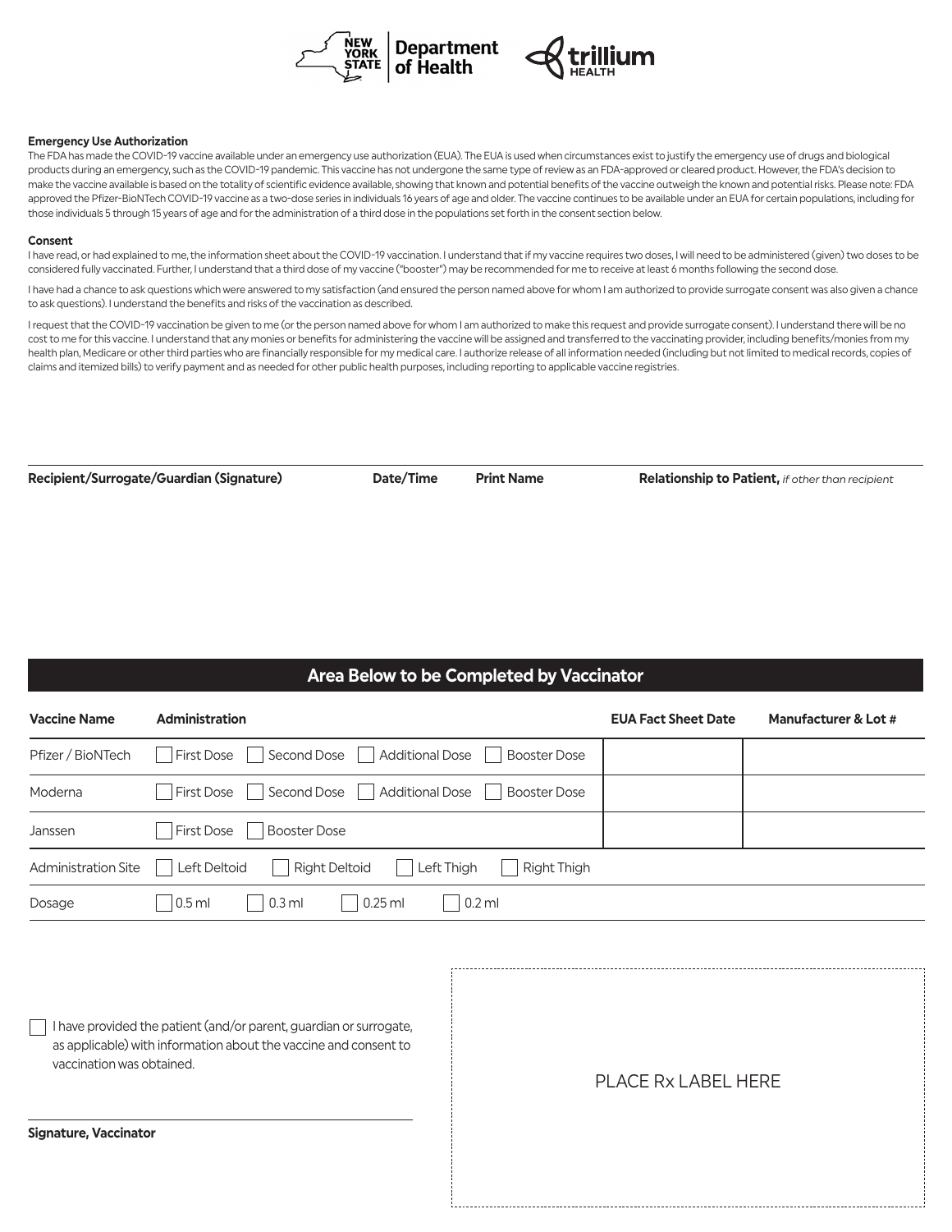**Emergency Use Authorization**

The FDA has made the COVID-19 vaccine available under an emergency use authorization (EUA). The EUA is used when circumstances exist to justify the emergency use of drugs and biological products during an emergency, such as the COVID-19 pandemic. This vaccine has not undergone the same type of review as an FDA-approved or cleared product. However, the FDA's decision to make the vaccine available is based on the totality of scientific evidence available, showing that known and potential benefits of the vaccine outweigh the known and potential risks. Please note: FDA approved the Pfizer-BioNTech COVID-19 vaccine as a two-dose series in individuals 16 years of age and older. The vaccine continues to be available under an EUA for certain populations, including for those individuals 5 through 15 years of age and for the administration of a third dose in the populations set forth in the consent section below.

**Consent**

I have read, or had explained to me, the information sheet about the COVID-19 vaccination. I understand that if my vaccine requires two doses, I will need to be administered (given) two doses to be considered fully vaccinated. Further, I understand that a third dose of my vaccine ("booster") may be recommended for me to receive at least 6 months following the second dose.

I have had a chance to ask questions which were answered to my satisfaction (and ensured the person named above for whom I am authorized to provide surrogate consent was also given a chance to ask questions). I understand the benefits and risks of the vaccination as described.

I request that the COVID-19 vaccination be given to me (or the person named above for whom I am authorized to make this request and provide surrogate consent). I understand there will be no cost to me for this vaccine. I understand that any monies or benefits for administering the vaccine will be assigned and transferred to the vaccinating provider, including benefits/monies from my health plan, Medicare or other third parties who are financially responsible for my medical care. I authorize release of all information needed (including but not limited to medical records, copies of claims and itemized bills) to verify payment and as needed for other public health purposes, including reporting to applicable vaccine registries.

| Recipient/Surrogate/Guardian (Signature) | Date/Time | Print Name | Relationship to Patient, *if other than recipient* |
|---|---|---|---|
| | | | |

## Area Below to be Completed by Vaccinator

| Vaccine Name | Administration | EUA Fact Sheet Date | Manufacturer & Lot # |
|---|---|---|---|
| Pfizer / BioNTech | ☐ First Dose ☐ Second Dose ☐ Additional Dose ☐ Booster Dose | | |
| Moderna | ☐ First Dose ☐ Second Dose ☐ Additional Dose ☐ Booster Dose | | |
| Janssen | ☐ First Dose ☐ Booster Dose | | |
| Administration Site | ☐ Left Deltoid ☐ Right Deltoid ☐ Left Thigh ☐ Right Thigh | | |
| Dosage | ☐ 0.5 ml ☐ 0.3 ml ☐ 0.25 ml ☐ 0.2 ml | | |

☐ I have provided the patient (and/or parent, guardian or surrogate, as applicable) with information about the vaccine and consent to vaccination was obtained.

**Signature, Vaccinator**

PLACE Rx LABEL HERE